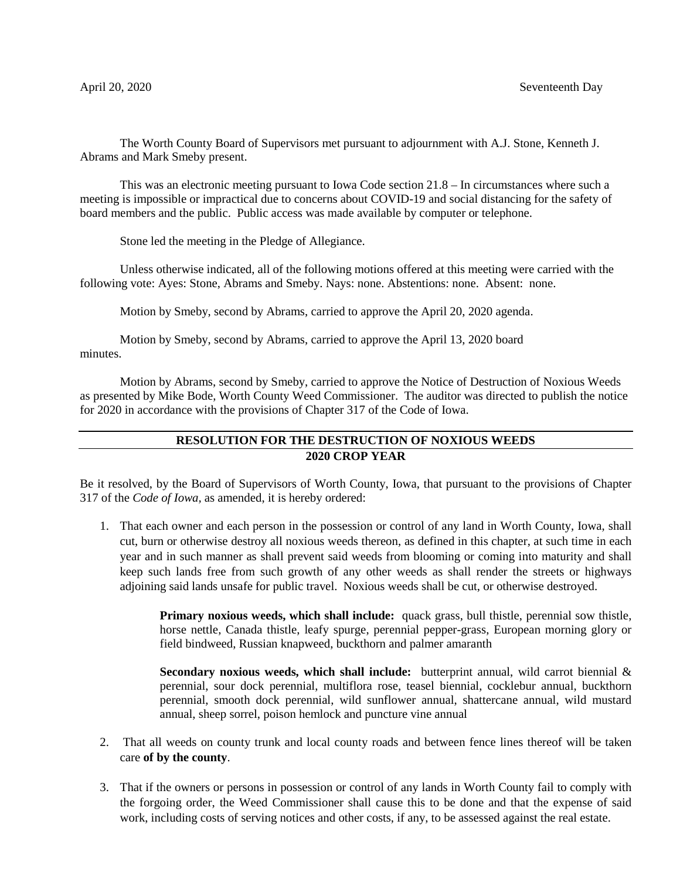April 20, 2020 Seventeenth Day

The Worth County Board of Supervisors met pursuant to adjournment with A.J. Stone, Kenneth J. Abrams and Mark Smeby present.

This was an electronic meeting pursuant to Iowa Code section 21.8 – In circumstances where such a meeting is impossible or impractical due to concerns about COVID-19 and social distancing for the safety of board members and the public. Public access was made available by computer or telephone.

Stone led the meeting in the Pledge of Allegiance.

Unless otherwise indicated, all of the following motions offered at this meeting were carried with the following vote: Ayes: Stone, Abrams and Smeby. Nays: none. Abstentions: none. Absent: none.

Motion by Smeby, second by Abrams, carried to approve the April 20, 2020 agenda.

Motion by Smeby, second by Abrams, carried to approve the April 13, 2020 board minutes.

Motion by Abrams, second by Smeby, carried to approve the Notice of Destruction of Noxious Weeds as presented by Mike Bode, Worth County Weed Commissioner. The auditor was directed to publish the notice for 2020 in accordance with the provisions of Chapter 317 of the Code of Iowa.

## RESOLUTION FOR THE DESTRUCTION OF NOXIOUS WEEDS 2020 CROP YEAR

Be it resolved, by the Board of Supervisors of Worth County, Iowa, that pursuant to the provisions of Chapter 317 of the *Code of Iowa,* as amended, it is hereby ordered:

1. That each owner and each person in the possession or control of any land in Worth County, Iowa, shall cut, burn or otherwise destroy all noxious weeds thereon, as defined in this chapter, at such time in each year and in such manner as shall prevent said weeds from blooming or coming into maturity and shall keep such lands free from such growth of any other weeds as shall render the streets or highways adjoining said lands unsafe for public travel. Noxious weeds shall be cut, or otherwise destroyed.

   **Primary noxious weeds, which shall include:** quack grass, bull thistle, perennial sow thistle, horse nettle, Canada thistle, leafy spurge, perennial pepper-grass, European morning glory or field bindweed, Russian knapweed, buckthorn and palmer amaranth

   **Secondary noxious weeds, which shall include:** butterprint annual, wild carrot biennial & perennial, sour dock perennial, multiflora rose, teasel biennial, cocklebur annual, buckthorn perennial, smooth dock perennial, wild sunflower annual, shattercane annual, wild mustard annual, sheep sorrel, poison hemlock and puncture vine annual

2. That all weeds on county trunk and local county roads and between fence lines thereof will be taken care **of by the county**.

3. That if the owners or persons in possession or control of any lands in Worth County fail to comply with the forgoing order, the Weed Commissioner shall cause this to be done and that the expense of said work, including costs of serving notices and other costs, if any, to be assessed against the real estate.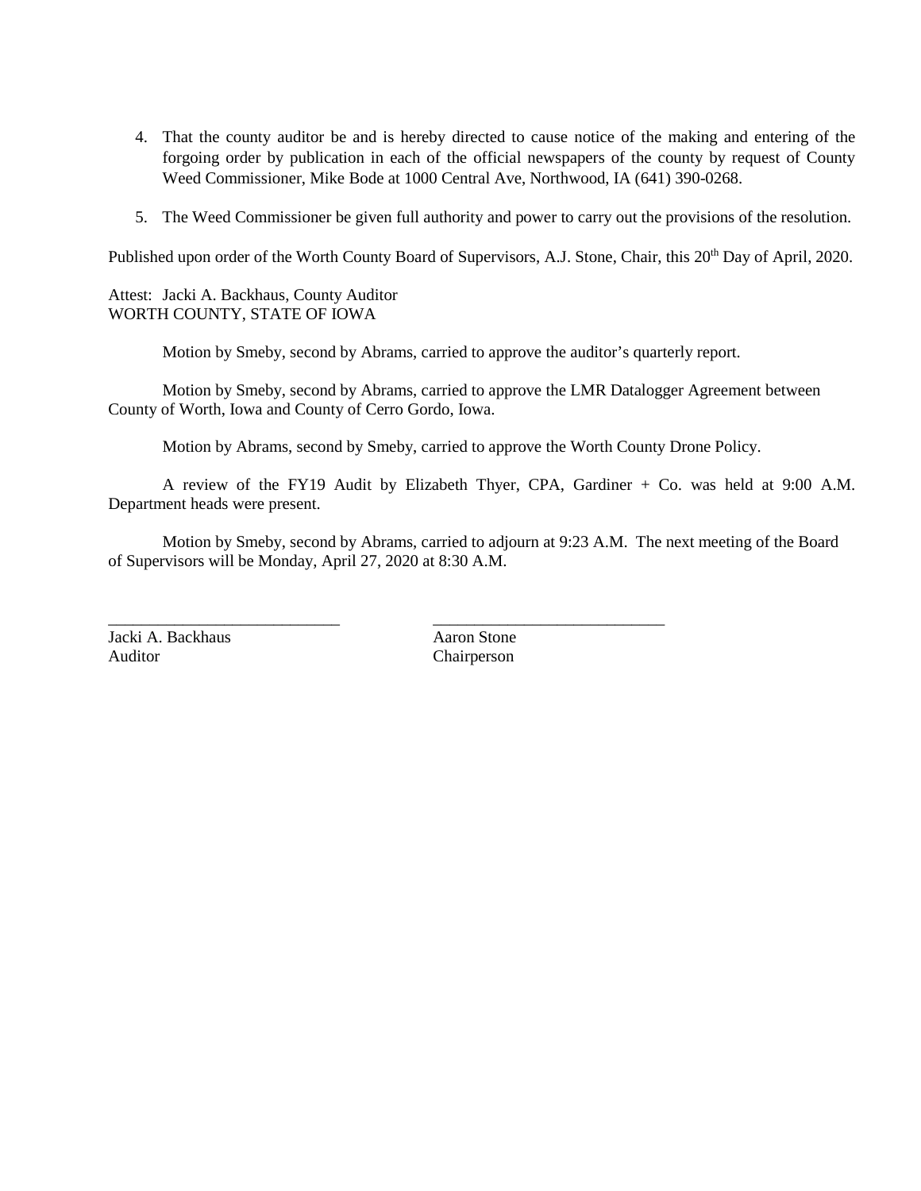4. That the county auditor be and is hereby directed to cause notice of the making and entering of the forgoing order by publication in each of the official newspapers of the county by request of County Weed Commissioner, Mike Bode at 1000 Central Ave, Northwood, IA (641) 390-0268.

5. The Weed Commissioner be given full authority and power to carry out the provisions of the resolution.

Published upon order of the Worth County Board of Supervisors, A.J. Stone, Chair, this 20th Day of April, 2020.

Attest: Jacki A. Backhaus, County Auditor
WORTH COUNTY, STATE OF IOWA

Motion by Smeby, second by Abrams, carried to approve the auditor's quarterly report.

Motion by Smeby, second by Abrams, carried to approve the LMR Datalogger Agreement between County of Worth, Iowa and County of Cerro Gordo, Iowa.

Motion by Abrams, second by Smeby, carried to approve the Worth County Drone Policy.

A review of the FY19 Audit by Elizabeth Thyer, CPA, Gardiner + Co. was held at 9:00 A.M. Department heads were present.

Motion by Smeby, second by Abrams, carried to adjourn at 9:23 A.M. The next meeting of the Board of Supervisors will be Monday, April 27, 2020 at 8:30 A.M.

_____________________________ _____________________________

Jacki A. Backhaus
Auditor

Aaron Stone
Chairperson